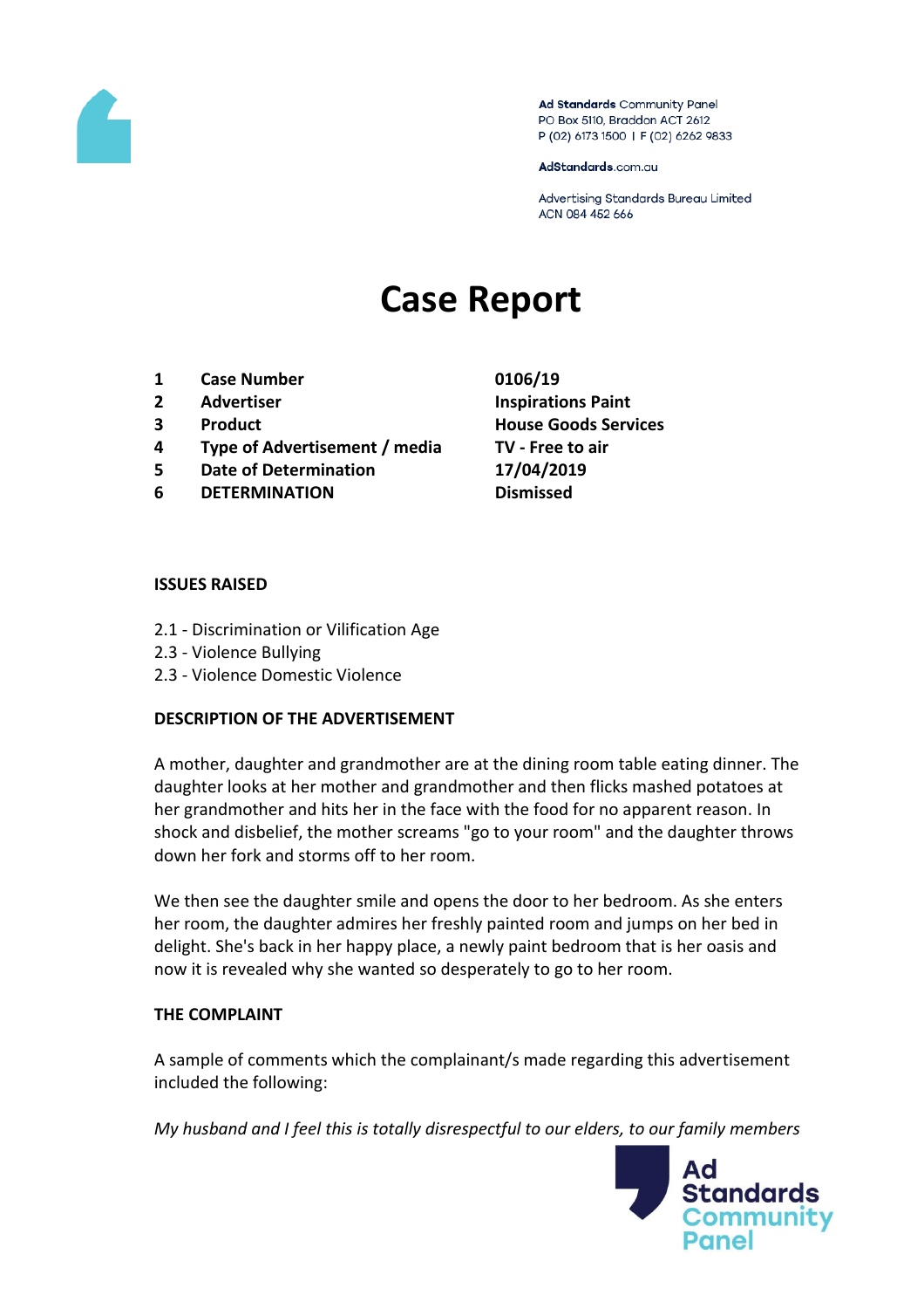Ad Standards Community Panel
PO Box 5110, Braddon ACT 2612
P (02) 6173 1500 | F (02) 6262 9833

AdStandards.com.au

Advertising Standards Bureau Limited
ACN 084 452 666

# Case Report

| | | |
|---|---|---|
| **1** | **Case Number** | **0106/19** |
| **2** | **Advertiser** | **Inspirations Paint** |
| **3** | **Product** | **House Goods Services** |
| **4** | **Type of Advertisement / media** | **TV - Free to air** |
| **5** | **Date of Determination** | **17/04/2019** |
| **6** | **DETERMINATION** | **Dismissed** |

**ISSUES RAISED**

2.1 - Discrimination or Vilification Age
2.3 - Violence Bullying
2.3 - Violence Domestic Violence

**DESCRIPTION OF THE ADVERTISEMENT**

A mother, daughter and grandmother are at the dining room table eating dinner. The daughter looks at her mother and grandmother and then flicks mashed potatoes at her grandmother and hits her in the face with the food for no apparent reason. In shock and disbelief, the mother screams "go to your room" and the daughter throws down her fork and storms off to her room.

We then see the daughter smile and opens the door to her bedroom. As she enters her room, the daughter admires her freshly painted room and jumps on her bed in delight. She's back in her happy place, a newly paint bedroom that is her oasis and now it is revealed why she wanted so desperately to go to her room.

**THE COMPLAINT**

A sample of comments which the complainant/s made regarding this advertisement included the following:

*My husband and I feel this is totally disrespectful to our elders, to our family members*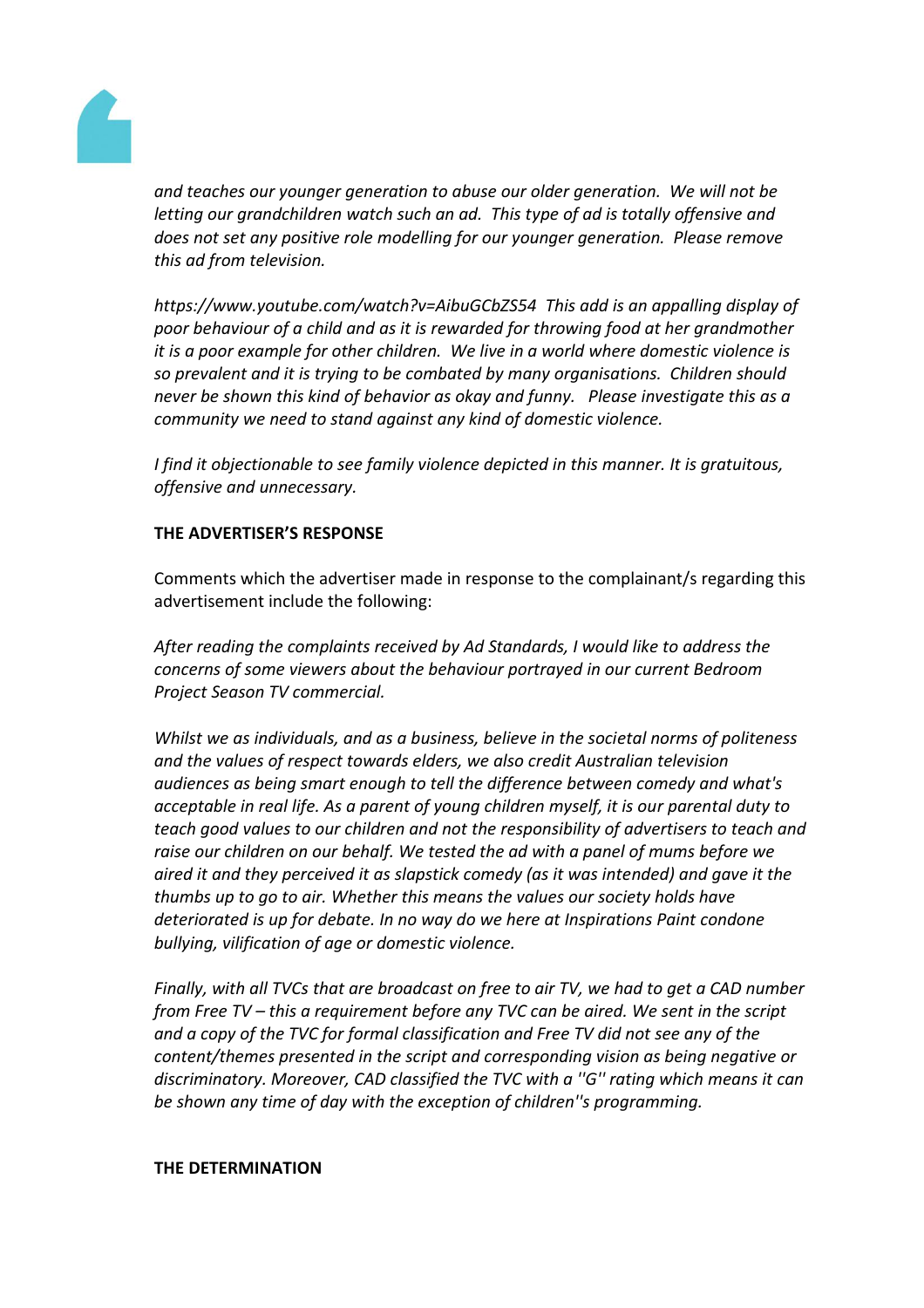*and teaches our younger generation to abuse our older generation. We will not be letting our grandchildren watch such an ad. This type of ad is totally offensive and does not set any positive role modelling for our younger generation. Please remove this ad from television.*

*https://www.youtube.com/watch?v=AibuGCbZS54 This add is an appalling display of poor behaviour of a child and as it is rewarded for throwing food at her grandmother it is a poor example for other children. We live in a world where domestic violence is so prevalent and it is trying to be combated by many organisations. Children should never be shown this kind of behavior as okay and funny. Please investigate this as a community we need to stand against any kind of domestic violence.*

*I find it objectionable to see family violence depicted in this manner. It is gratuitous, offensive and unnecessary.*

**THE ADVERTISER'S RESPONSE**

Comments which the advertiser made in response to the complainant/s regarding this advertisement include the following:

*After reading the complaints received by Ad Standards, I would like to address the concerns of some viewers about the behaviour portrayed in our current Bedroom Project Season TV commercial.*

*Whilst we as individuals, and as a business, believe in the societal norms of politeness and the values of respect towards elders, we also credit Australian television audiences as being smart enough to tell the difference between comedy and what's acceptable in real life. As a parent of young children myself, it is our parental duty to teach good values to our children and not the responsibility of advertisers to teach and raise our children on our behalf. We tested the ad with a panel of mums before we aired it and they perceived it as slapstick comedy (as it was intended) and gave it the thumbs up to go to air. Whether this means the values our society holds have deteriorated is up for debate. In no way do we here at Inspirations Paint condone bullying, vilification of age or domestic violence.*

*Finally, with all TVCs that are broadcast on free to air TV, we had to get a CAD number from Free TV – this a requirement before any TVC can be aired. We sent in the script and a copy of the TVC for formal classification and Free TV did not see any of the content/themes presented in the script and corresponding vision as being negative or discriminatory. Moreover, CAD classified the TVC with a ''G'' rating which means it can be shown any time of day with the exception of children''s programming.*

**THE DETERMINATION**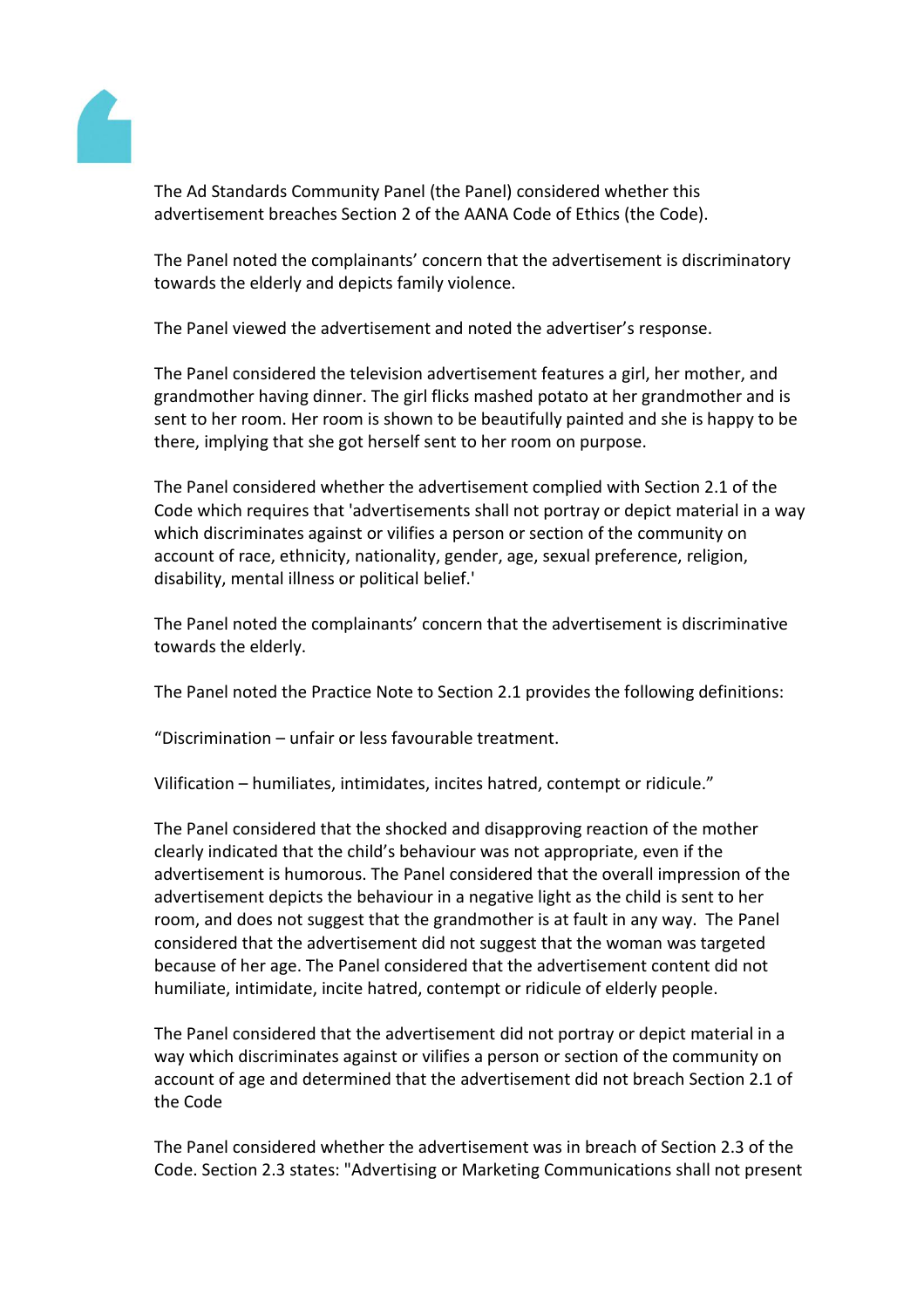The Ad Standards Community Panel (the Panel) considered whether this advertisement breaches Section 2 of the AANA Code of Ethics (the Code).

The Panel noted the complainants' concern that the advertisement is discriminatory towards the elderly and depicts family violence.

The Panel viewed the advertisement and noted the advertiser's response.

The Panel considered the television advertisement features a girl, her mother, and grandmother having dinner. The girl flicks mashed potato at her grandmother and is sent to her room. Her room is shown to be beautifully painted and she is happy to be there, implying that she got herself sent to her room on purpose.

The Panel considered whether the advertisement complied with Section 2.1 of the Code which requires that 'advertisements shall not portray or depict material in a way which discriminates against or vilifies a person or section of the community on account of race, ethnicity, nationality, gender, age, sexual preference, religion, disability, mental illness or political belief.'

The Panel noted the complainants' concern that the advertisement is discriminative towards the elderly.

The Panel noted the Practice Note to Section 2.1 provides the following definitions:

"Discrimination – unfair or less favourable treatment.

Vilification – humiliates, intimidates, incites hatred, contempt or ridicule."

The Panel considered that the shocked and disapproving reaction of the mother clearly indicated that the child's behaviour was not appropriate, even if the advertisement is humorous. The Panel considered that the overall impression of the advertisement depicts the behaviour in a negative light as the child is sent to her room, and does not suggest that the grandmother is at fault in any way. The Panel considered that the advertisement did not suggest that the woman was targeted because of her age. The Panel considered that the advertisement content did not humiliate, intimidate, incite hatred, contempt or ridicule of elderly people.

The Panel considered that the advertisement did not portray or depict material in a way which discriminates against or vilifies a person or section of the community on account of age and determined that the advertisement did not breach Section 2.1 of the Code

The Panel considered whether the advertisement was in breach of Section 2.3 of the Code. Section 2.3 states: "Advertising or Marketing Communications shall not present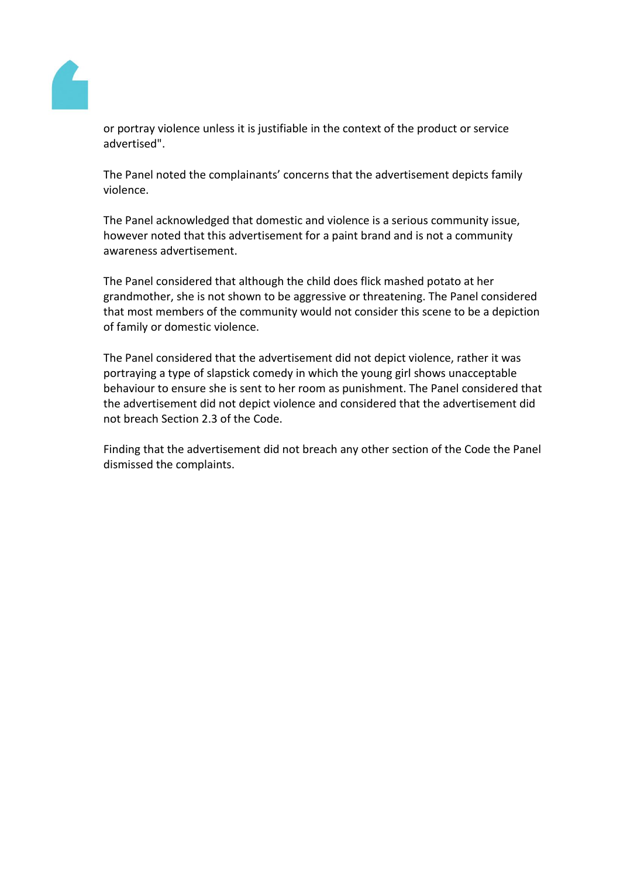or portray violence unless it is justifiable in the context of the product or service advertised".

The Panel noted the complainants' concerns that the advertisement depicts family violence.

The Panel acknowledged that domestic and violence is a serious community issue, however noted that this advertisement for a paint brand and is not a community awareness advertisement.

The Panel considered that although the child does flick mashed potato at her grandmother, she is not shown to be aggressive or threatening. The Panel considered that most members of the community would not consider this scene to be a depiction of family or domestic violence.

The Panel considered that the advertisement did not depict violence, rather it was portraying a type of slapstick comedy in which the young girl shows unacceptable behaviour to ensure she is sent to her room as punishment. The Panel considered that the advertisement did not depict violence and considered that the advertisement did not breach Section 2.3 of the Code.

Finding that the advertisement did not breach any other section of the Code the Panel dismissed the complaints.